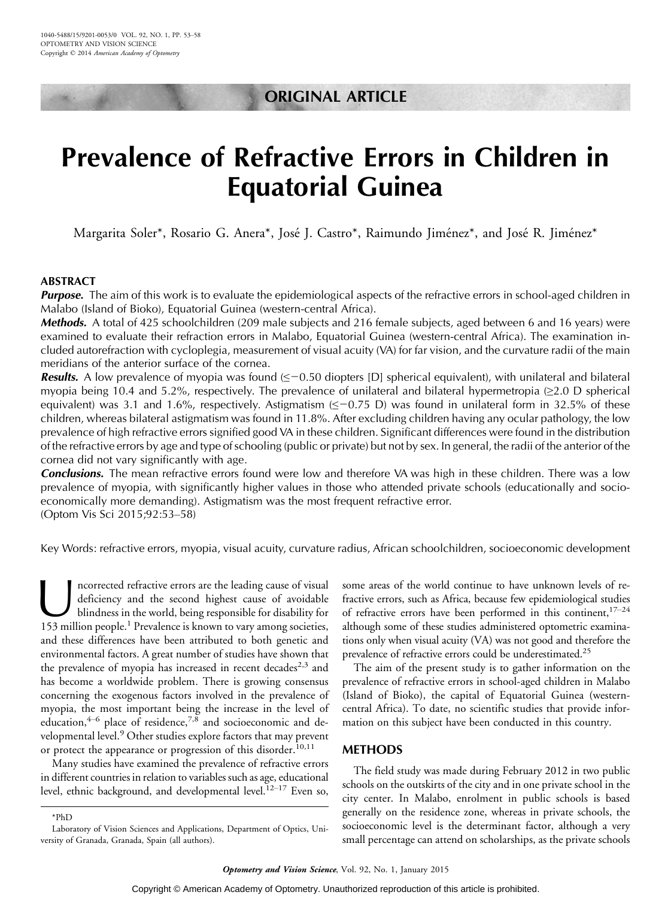ORIGINAL ARTICLE

# Prevalence of Refractive Errors in Children in Equatorial Guinea

Margarita Soler*, Rosario G. Anera*, José J. Castro*, Raimundo Jiménez*, and José R. Jiménez*

## ABSTRACT

***Purpose.*** The aim of this work is to evaluate the epidemiological aspects of the refractive errors in school-aged children in Malabo (Island of Bioko), Equatorial Guinea (western-central Africa).

***Methods.*** A total of 425 schoolchildren (209 male subjects and 216 female subjects, aged between 6 and 16 years) were examined to evaluate their refraction errors in Malabo, Equatorial Guinea (western-central Africa). The examination included autorefraction with cycloplegia, measurement of visual acuity (VA) for far vision, and the curvature radii of the main meridians of the anterior surface of the cornea.

***Results.*** A low prevalence of myopia was found ($\leq -0.50$ diopters [D] spherical equivalent), with unilateral and bilateral myopia being 10.4 and 5.2%, respectively. The prevalence of unilateral and bilateral hypermetropia ($\geq 2.0$ D spherical equivalent) was 3.1 and 1.6%, respectively. Astigmatism ($\leq -0.75$ D) was found in unilateral form in 32.5% of these children, whereas bilateral astigmatism was found in 11.8%. After excluding children having any ocular pathology, the low prevalence of high refractive errors signified good VA in these children. Significant differences were found in the distribution of the refractive errors by age and type of schooling (public or private) but not by sex. In general, the radii of the anterior of the cornea did not vary significantly with age.

***Conclusions.*** The mean refractive errors found were low and therefore VA was high in these children. There was a low prevalence of myopia, with significantly higher values in those who attended private schools (educationally and socioeconomically more demanding). Astigmatism was the most frequent refractive error.

(Optom Vis Sci 2015;92:53–58)

Key Words: refractive errors, myopia, visual acuity, curvature radius, African schoolchildren, socioeconomic development

Uncorrected refractive errors are the leading cause of visual deficiency and the second highest cause of avoidable blindness in the world, being responsible for disability for 153 million people.[1] Prevalence is known to vary among societies, and these differences have been attributed to both genetic and environmental factors. A great number of studies have shown that the prevalence of myopia has increased in recent decades[2,3] and has become a worldwide problem. There is growing consensus concerning the exogenous factors involved in the prevalence of myopia, the most important being the increase in the level of education,[4–6] place of residence,[7,8] and socioeconomic and developmental level.[9] Other studies explore factors that may prevent or protect the appearance or progression of this disorder.[10,11]

Many studies have examined the prevalence of refractive errors in different countries in relation to variables such as age, educational level, ethnic background, and developmental level.[12–17] Even so, some areas of the world continue to have unknown levels of refractive errors, such as Africa, because few epidemiological studies of refractive errors have been performed in this continent,[17–24] although some of these studies administered optometric examinations only when visual acuity (VA) was not good and therefore the prevalence of refractive errors could be underestimated.[25]

The aim of the present study is to gather information on the prevalence of refractive errors in school-aged children in Malabo (Island of Bioko), the capital of Equatorial Guinea (western-central Africa). To date, no scientific studies that provide information on this subject have been conducted in this country.

## METHODS

The field study was made during February 2012 in two public schools on the outskirts of the city and in one private school in the city center. In Malabo, enrolment in public schools is based generally on the residence zone, whereas in private schools, the socioeconomic level is the determinant factor, although a very small percentage can attend on scholarships, as the private schools

*PhD

Laboratory of Vision Sciences and Applications, Department of Optics, University of Granada, Granada, Spain (all authors).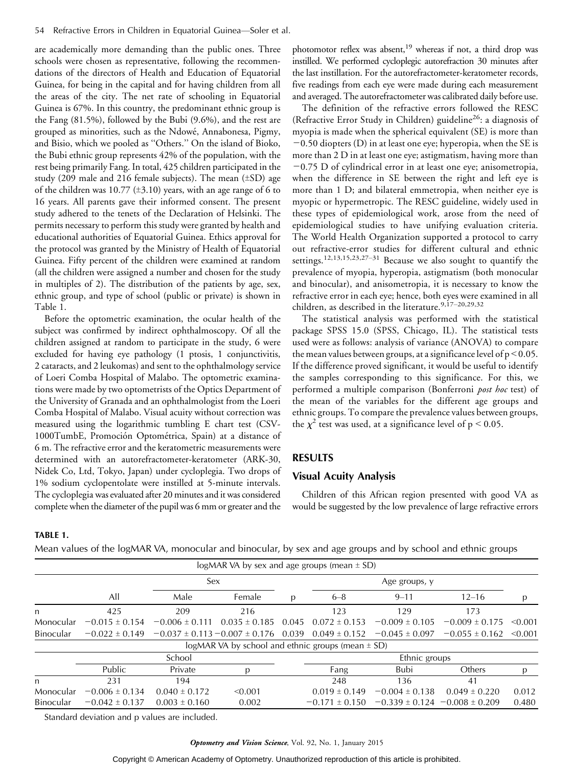are academically more demanding than the public ones. Three schools were chosen as representative, following the recommendations of the directors of Health and Education of Equatorial Guinea, for being in the capital and for having children from all the areas of the city. The net rate of schooling in Equatorial Guinea is 67%. In this country, the predominant ethnic group is the Fang (81.5%), followed by the Bubi (9.6%), and the rest are grouped as minorities, such as the Ndowé, Annabonesa, Pigmy, and Bisio, which we pooled as "Others." On the island of Bioko, the Bubi ethnic group represents 42% of the population, with the rest being primarily Fang. In total, 425 children participated in the study (209 male and 216 female subjects). The mean (±SD) age of the children was 10.77 (±3.10) years, with an age range of 6 to 16 years. All parents gave their informed consent. The present study adhered to the tenets of the Declaration of Helsinki. The permits necessary to perform this study were granted by health and educational authorities of Equatorial Guinea. Ethics approval for the protocol was granted by the Ministry of Health of Equatorial Guinea. Fifty percent of the children were examined at random (all the children were assigned a number and chosen for the study in multiples of 2). The distribution of the patients by age, sex, ethnic group, and type of school (public or private) is shown in Table 1.

Before the optometric examination, the ocular health of the subject was confirmed by indirect ophthalmoscopy. Of all the children assigned at random to participate in the study, 6 were excluded for having eye pathology (1 ptosis, 1 conjunctivitis, 2 cataracts, and 2 leukomas) and sent to the ophthalmology service of Loeri Comba Hospital of Malabo. The optometric examinations were made by two optometrists of the Optics Department of the University of Granada and an ophthalmologist from the Loeri Comba Hospital of Malabo. Visual acuity without correction was measured using the logarithmic tumbling E chart test (CSV-1000TumbE, Promoción Optométrica, Spain) at a distance of 6 m. The refractive error and the keratometric measurements were determined with an autorefractometer-keratometer (ARK-30, Nidek Co, Ltd, Tokyo, Japan) under cycloplegia. Two drops of 1% sodium cyclopentolate were instilled at 5-minute intervals. The cycloplegia was evaluated after 20 minutes and it was considered complete when the diameter of the pupil was 6 mm or greater and the photomotor reflex was absent,[19] whereas if not, a third drop was instilled. We performed cycloplegic autorefraction 30 minutes after the last instillation. For the autorefractometer-keratometer records, five readings from each eye were made during each measurement and averaged. The autorefractometer was calibrated daily before use.

The definition of the refractive errors followed the RESC (Refractive Error Study in Children) guideline[26]: a diagnosis of myopia is made when the spherical equivalent (SE) is more than −0.50 diopters (D) in at least one eye; hyperopia, when the SE is more than 2 D in at least one eye; astigmatism, having more than −0.75 D of cylindrical error in at least one eye; anisometropia, when the difference in SE between the right and left eye is more than 1 D; and bilateral emmetropia, when neither eye is myopic or hypermetropic. The RESC guideline, widely used in these types of epidemiological work, arose from the need of epidemiological studies to have unifying evaluation criteria. The World Health Organization supported a protocol to carry out refractive-error studies for different cultural and ethnic settings.[12,13,15,23,27–31] Because we also sought to quantify the prevalence of myopia, hyperopia, astigmatism (both monocular and binocular), and anisometropia, it is necessary to know the refractive error in each eye; hence, both eyes were examined in all children, as described in the literature.[9,17–20,29,32]

The statistical analysis was performed with the statistical package SPSS 15.0 (SPSS, Chicago, IL). The statistical tests used were as follows: analysis of variance (ANOVA) to compare the mean values between groups, at a significance level of $p < 0.05$. If the difference proved significant, it would be useful to identify the samples corresponding to this significance. For this, we performed a multiple comparison (Bonferroni *post hoc* test) of the mean of the variables for the different age groups and ethnic groups. To compare the prevalence values between groups, the $\chi^2$ test was used, at a significance level of $p < 0.05$.

## RESULTS

### Visual Acuity Analysis

Children of this African region presented with good VA as would be suggested by the low prevalence of large refractive errors

**TABLE 1.**

Mean values of the logMAR VA, monocular and binocular, by sex and age groups and by school and ethnic groups

| logMAR VA by sex and age groups (mean ± SD) | | | | | | | | |
|---|---|---|---|---|---|---|---|---|
| | | Sex | | | Age groups, y | | | |
| | All | Male | Female | p | 6–8 | 9–11 | 12–16 | p |
| n | 425 | 209 | 216 | | 123 | 129 | 173 | |
| Monocular | −0.015 ± 0.154 | −0.006 ± 0.111 | 0.035 ± 0.185 | 0.045 | 0.072 ± 0.153 | −0.009 ± 0.105 | −0.009 ± 0.175 | <0.001 |
| Binocular | −0.022 ± 0.149 | −0.037 ± 0.113 | −0.007 ± 0.176 | 0.039 | 0.049 ± 0.152 | −0.045 ± 0.097 | −0.055 ± 0.162 | <0.001 |
| **logMAR VA by school and ethnic groups (mean ± SD)** | | | | | | | | |
| | School | | | | Ethnic groups | | | |
| | Public | Private | p | | Fang | Bubi | Others | p |
| n | 231 | 194 | | | 248 | 136 | 41 | |
| Monocular | −0.006 ± 0.134 | 0.040 ± 0.172 | <0.001 | | 0.019 ± 0.149 | −0.004 ± 0.138 | 0.049 ± 0.220 | 0.012 |
| Binocular | −0.042 ± 0.137 | 0.003 ± 0.160 | 0.002 | | −0.171 ± 0.150 | −0.339 ± 0.124 | −0.008 ± 0.209 | 0.480 |

Standard deviation and p values are included.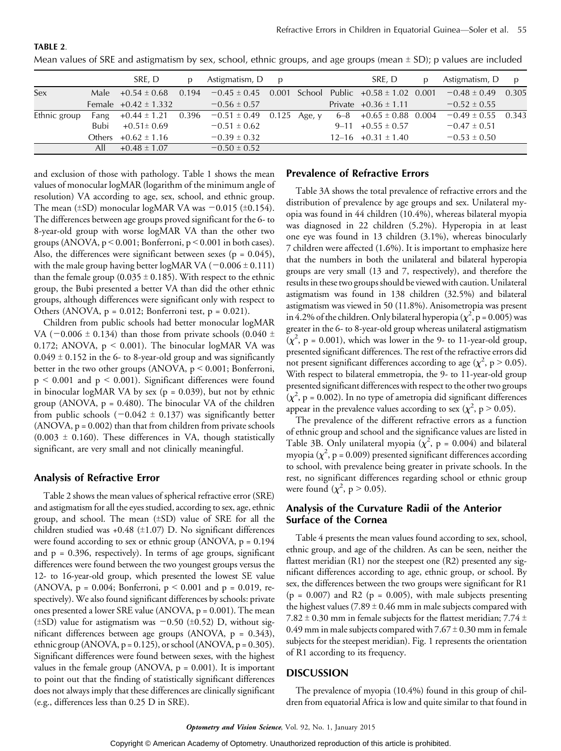**TABLE 2.**

Mean values of SRE and astigmatism by sex, school, ethnic groups, and age groups (mean ± SD); p values are included

| | | SRE, D | p | Astigmatism, D | p | | | SRE, D | p | Astigmatism, D | p |
|---|---|---|---|---|---|---|---|---|---|---|---|
| Sex | Male | +0.54 ± 0.68 | 0.194 | −0.45 ± 0.45 | 0.001 | School | Public | +0.58 ± 1.02 | 0.001 | −0.48 ± 0.49 | 0.305 |
| | Female | +0.42 ± 1.332 | | −0.56 ± 0.57 | | | Private | +0.36 ± 1.11 | | −0.52 ± 0.55 | |
| Ethnic group | Fang | +0.44 ± 1.21 | 0.396 | −0.51 ± 0.49 | 0.125 | Age, y | 6–8 | +0.65 ± 0.88 | 0.004 | −0.49 ± 0.55 | 0.343 |
| | Bubi | +0.51± 0.69 | | −0.51 ± 0.62 | | | 9–11 | +0.55 ± 0.57 | | −0.47 ± 0.51 | |
| | Others | +0.62 ± 1.16 | | −0.39 ± 0.32 | | | 12–16 | +0.31 ± 1.40 | | −0.53 ± 0.50 | |
| | All | +0.48 ± 1.07 | | −0.50 ± 0.52 | | | | | | | |

and exclusion of those with pathology. Table 1 shows the mean values of monocular logMAR (logarithm of the minimum angle of resolution) VA according to age, sex, school, and ethnic group. The mean (±SD) monocular logMAR VA was −0.015 (±0.154). The differences between age groups proved significant for the 6- to 8-year-old group with worse logMAR VA than the other two groups (ANOVA, $p < 0.001$; Bonferroni, $p < 0.001$ in both cases). Also, the differences were significant between sexes ($p = 0.045$), with the male group having better logMAR VA (−0.006 ± 0.111) than the female group (0.035 ± 0.185). With respect to the ethnic group, the Bubi presented a better VA than did the other ethnic groups, although differences were significant only with respect to Others (ANOVA, $p = 0.012$; Bonferroni test, $p = 0.021$).

Children from public schools had better monocular logMAR VA (−0.006 ± 0.134) than those from private schools (0.040 ± 0.172; ANOVA, $p < 0.001$). The binocular logMAR VA was 0.049 ± 0.152 in the 6- to 8-year-old group and was significantly better in the two other groups (ANOVA, $p < 0.001$; Bonferroni, $p < 0.001$ and $p < 0.001$). Significant differences were found in binocular logMAR VA by sex ($p = 0.039$), but not by ethnic group (ANOVA, $p = 0.480$). The binocular VA of the children from public schools (−0.042 ± 0.137) was significantly better (ANOVA, $p = 0.002$) than that from children from private schools (0.003 ± 0.160). These differences in VA, though statistically significant, are very small and not clinically meaningful.

## Analysis of Refractive Error

Table 2 shows the mean values of spherical refractive error (SRE) and astigmatism for all the eyes studied, according to sex, age, ethnic group, and school. The mean (±SD) value of SRE for all the children studied was +0.48 (±1.07) D. No significant differences were found according to sex or ethnic group (ANOVA, $p = 0.194$ and $p = 0.396$, respectively). In terms of age groups, significant differences were found between the two youngest groups versus the 12- to 16-year-old group, which presented the lowest SE value (ANOVA, $p = 0.004$; Bonferroni, $p < 0.001$ and $p = 0.019$, respectively). We also found significant differences by schools: private ones presented a lower SRE value (ANOVA, $p = 0.001$). The mean (±SD) value for astigmatism was −0.50 (±0.52) D, without significant differences between age groups (ANOVA, $p = 0.343$), ethnic group (ANOVA, $p = 0.125$), or school (ANOVA, $p = 0.305$). Significant differences were found between sexes, with the highest values in the female group (ANOVA, $p = 0.001$). It is important to point out that the finding of statistically significant differences does not always imply that these differences are clinically significant (e.g., differences less than 0.25 D in SRE).

## Prevalence of Refractive Errors

Table 3A shows the total prevalence of refractive errors and the distribution of prevalence by age groups and sex. Unilateral myopia was found in 44 children (10.4%), whereas bilateral myopia was diagnosed in 22 children (5.2%). Hyperopia in at least one eye was found in 13 children (3.1%), whereas binocularly 7 children were affected (1.6%). It is important to emphasize here that the numbers in both the unilateral and bilateral hyperopia groups are very small (13 and 7, respectively), and therefore the results in these two groups should be viewed with caution. Unilateral astigmatism was found in 138 children (32.5%) and bilateral astigmatism was viewed in 50 (11.8%). Anisometropia was present in 4.2% of the children. Only bilateral hyperopia ($\chi^2$, $p = 0.005$) was greater in the 6- to 8-year-old group whereas unilateral astigmatism ($\chi^2$, $p = 0.001$), which was lower in the 9- to 11-year-old group, presented significant differences. The rest of the refractive errors did not present significant differences according to age ($\chi^2$, $p > 0.05$). With respect to bilateral emmetropia, the 9- to 11-year-old group presented significant differences with respect to the other two groups ($\chi^2$, $p = 0.002$). In no type of ametropia did significant differences appear in the prevalence values according to sex ($\chi^2$, $p > 0.05$).

The prevalence of the different refractive errors as a function of ethnic group and school and the significance values are listed in Table 3B. Only unilateral myopia ($\chi^2$, $p = 0.004$) and bilateral myopia ($\chi^2$, $p = 0.009$) presented significant differences according to school, with prevalence being greater in private schools. In the rest, no significant differences regarding school or ethnic group were found ($\chi^2$, $p > 0.05$).

## Analysis of the Curvature Radii of the Anterior Surface of the Cornea

Table 4 presents the mean values found according to sex, school, ethnic group, and age of the children. As can be seen, neither the flattest meridian (R1) nor the steepest one (R2) presented any significant differences according to age, ethnic group, or school. By sex, the differences between the two groups were significant for R1 ($p = 0.007$) and R2 ($p = 0.005$), with male subjects presenting the highest values (7.89 ± 0.46 mm in male subjects compared with 7.82 ± 0.30 mm in female subjects for the flattest meridian; 7.74 ± 0.49 mm in male subjects compared with 7.67 ± 0.30 mm in female subjects for the steepest meridian). Fig. 1 represents the orientation of R1 according to its frequency.

# DISCUSSION

The prevalence of myopia (10.4%) found in this group of children from equatorial Africa is low and quite similar to that found in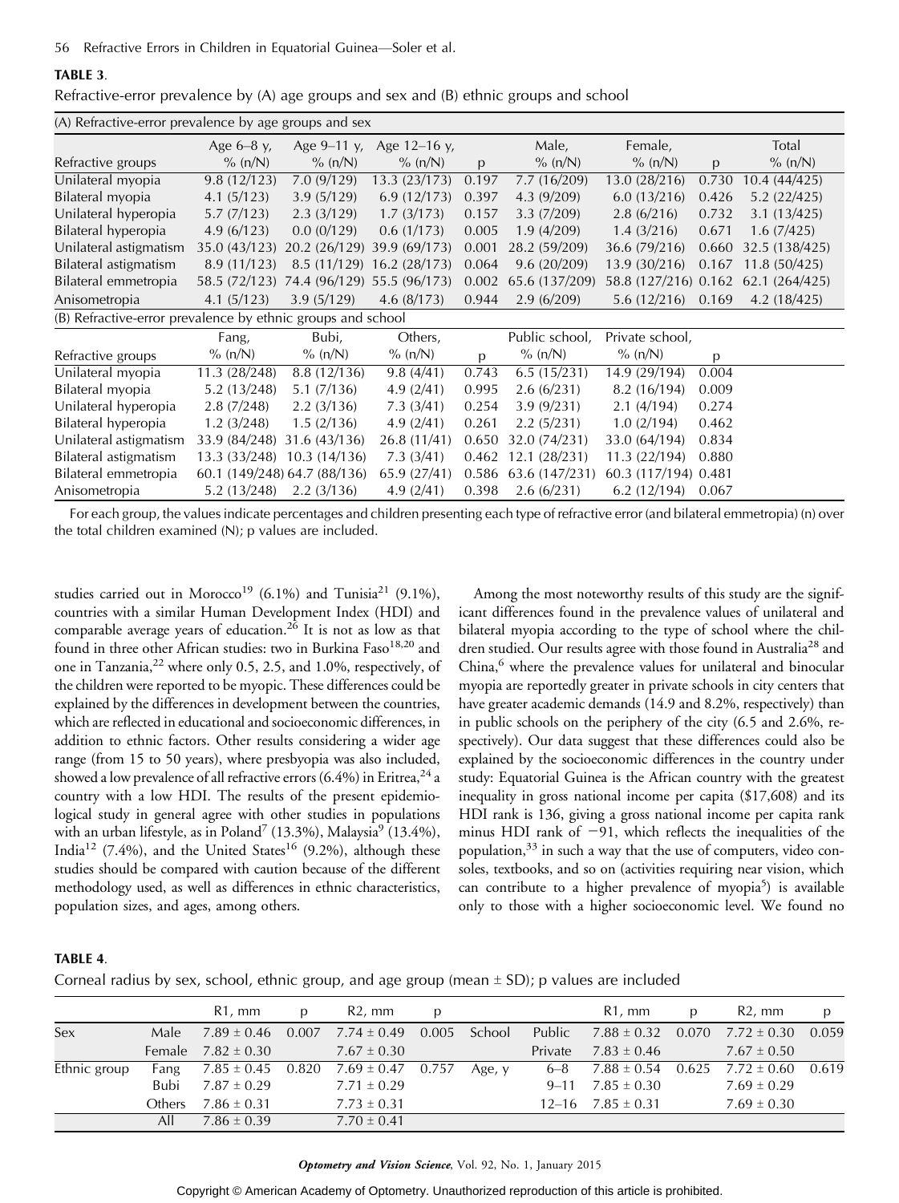**TABLE 3**.

Refractive-error prevalence by (A) age groups and sex and (B) ethnic groups and school

(A) Refractive-error prevalence by age groups and sex

| Refractive groups | Age 6–8 y, % (n/N) | Age 9–11 y, % (n/N) | Age 12–16 y, % (n/N) | p | Male, % (n/N) | Female, % (n/N) | p | Total % (n/N) |
|---|---|---|---|---|---|---|---|---|
| Unilateral myopia | 9.8 (12/123) | 7.0 (9/129) | 13.3 (23/173) | 0.197 | 7.7 (16/209) | 13.0 (28/216) | 0.730 | 10.4 (44/425) |
| Bilateral myopia | 4.1 (5/123) | 3.9 (5/129) | 6.9 (12/173) | 0.397 | 4.3 (9/209) | 6.0 (13/216) | 0.426 | 5.2 (22/425) |
| Unilateral hyperopia | 5.7 (7/123) | 2.3 (3/129) | 1.7 (3/173) | 0.157 | 3.3 (7/209) | 2.8 (6/216) | 0.732 | 3.1 (13/425) |
| Bilateral hyperopia | 4.9 (6/123) | 0.0 (0/129) | 0.6 (1/173) | 0.005 | 1.9 (4/209) | 1.4 (3/216) | 0.671 | 1.6 (7/425) |
| Unilateral astigmatism | 35.0 (43/123) | 20.2 (26/129) | 39.9 (69/173) | 0.001 | 28.2 (59/209) | 36.6 (79/216) | 0.660 | 32.5 (138/425) |
| Bilateral astigmatism | 8.9 (11/123) | 8.5 (11/129) | 16.2 (28/173) | 0.064 | 9.6 (20/209) | 13.9 (30/216) | 0.167 | 11.8 (50/425) |
| Bilateral emmetropia | 58.5 (72/123) | 74.4 (96/129) | 55.5 (96/173) | 0.002 | 65.6 (137/209) | 58.8 (127/216) | 0.162 | 62.1 (264/425) |
| Anisometropia | 4.1 (5/123) | 3.9 (5/129) | 4.6 (8/173) | 0.944 | 2.9 (6/209) | 5.6 (12/216) | 0.169 | 4.2 (18/425) |

(B) Refractive-error prevalence by ethnic groups and school

| Refractive groups | Fang, % (n/N) | Bubi, % (n/N) | Others, % (n/N) | p | Public school, % (n/N) | Private school, % (n/N) | p |
|---|---|---|---|---|---|---|---|
| Unilateral myopia | 11.3 (28/248) | 8.8 (12/136) | 9.8 (4/41) | 0.743 | 6.5 (15/231) | 14.9 (29/194) | 0.004 |
| Bilateral myopia | 5.2 (13/248) | 5.1 (7/136) | 4.9 (2/41) | 0.995 | 2.6 (6/231) | 8.2 (16/194) | 0.009 |
| Unilateral hyperopia | 2.8 (7/248) | 2.2 (3/136) | 7.3 (3/41) | 0.254 | 3.9 (9/231) | 2.1 (4/194) | 0.274 |
| Bilateral hyperopia | 1.2 (3/248) | 1.5 (2/136) | 4.9 (2/41) | 0.261 | 2.2 (5/231) | 1.0 (2/194) | 0.462 |
| Unilateral astigmatism | 33.9 (84/248) | 31.6 (43/136) | 26.8 (11/41) | 0.650 | 32.0 (74/231) | 33.0 (64/194) | 0.834 |
| Bilateral astigmatism | 13.3 (33/248) | 10.3 (14/136) | 7.3 (3/41) | 0.462 | 12.1 (28/231) | 11.3 (22/194) | 0.880 |
| Bilateral emmetropia | 60.1 (149/248) | 64.7 (88/136) | 65.9 (27/41) | 0.586 | 63.6 (147/231) | 60.3 (117/194) | 0.481 |
| Anisometropia | 5.2 (13/248) | 2.2 (3/136) | 4.9 (2/41) | 0.398 | 2.6 (6/231) | 6.2 (12/194) | 0.067 |

For each group, the values indicate percentages and children presenting each type of refractive error (and bilateral emmetropia) (n) over the total children examined (N); p values are included.

studies carried out in Morocco[19] (6.1%) and Tunisia[21] (9.1%), countries with a similar Human Development Index (HDI) and comparable average years of education.[26] It is not as low as that found in three other African studies: two in Burkina Faso[18,20] and one in Tanzania,[22] where only 0.5, 2.5, and 1.0%, respectively, of the children were reported to be myopic. These differences could be explained by the differences in development between the countries, which are reflected in educational and socioeconomic differences, in addition to ethnic factors. Other results considering a wider age range (from 15 to 50 years), where presbyopia was also included, showed a low prevalence of all refractive errors (6.4%) in Eritrea,[24] a country with a low HDI. The results of the present epidemiological study in general agree with other studies in populations with an urban lifestyle, as in Poland[7] (13.3%), Malaysia[9] (13.4%), India[12] (7.4%), and the United States[16] (9.2%), although these studies should be compared with caution because of the different methodology used, as well as differences in ethnic characteristics, population sizes, and ages, among others.

Among the most noteworthy results of this study are the significant differences found in the prevalence values of unilateral and bilateral myopia according to the type of school where the children studied. Our results agree with those found in Australia[28] and China,[6] where the prevalence values for unilateral and binocular myopia are reportedly greater in private schools in city centers that have greater academic demands (14.9 and 8.2%, respectively) than in public schools on the periphery of the city (6.5 and 2.6%, respectively). Our data suggest that these differences could also be explained by the socioeconomic differences in the country under study: Equatorial Guinea is the African country with the greatest inequality in gross national income per capita ($17,608) and its HDI rank is 136, giving a gross national income per capita rank minus HDI rank of −91, which reflects the inequalities of the population,[33] in such a way that the use of computers, video consoles, textbooks, and so on (activities requiring near vision, which can contribute to a higher prevalence of myopia[5]) is available only to those with a higher socioeconomic level. We found no

**TABLE 4**.

Corneal radius by sex, school, ethnic group, and age group (mean ± SD); p values are included

| | | R1, mm | p | R2, mm | p | | | R1, mm | p | R2, mm | p |
|---|---|---|---|---|---|---|---|---|---|---|---|
| Sex | Male | 7.89 ± 0.46 | 0.007 | 7.74 ± 0.49 | 0.005 | School | Public | 7.88 ± 0.32 | 0.070 | 7.72 ± 0.30 | 0.059 |
| | Female | 7.82 ± 0.30 | | 7.67 ± 0.30 | | | Private | 7.83 ± 0.46 | | 7.67 ± 0.50 | |
| Ethnic group | Fang | 7.85 ± 0.45 | 0.820 | 7.69 ± 0.47 | 0.757 | Age, y | 6–8 | 7.88 ± 0.54 | 0.625 | 7.72 ± 0.60 | 0.619 |
| | Bubi | 7.87 ± 0.29 | | 7.71 ± 0.29 | | | 9–11 | 7.85 ± 0.30 | | 7.69 ± 0.29 | |
| | Others | 7.86 ± 0.31 | | 7.73 ± 0.31 | | | 12–16 | 7.85 ± 0.31 | | 7.69 ± 0.30 | |
| | All | 7.86 ± 0.39 | | 7.70 ± 0.41 | | | | | | | |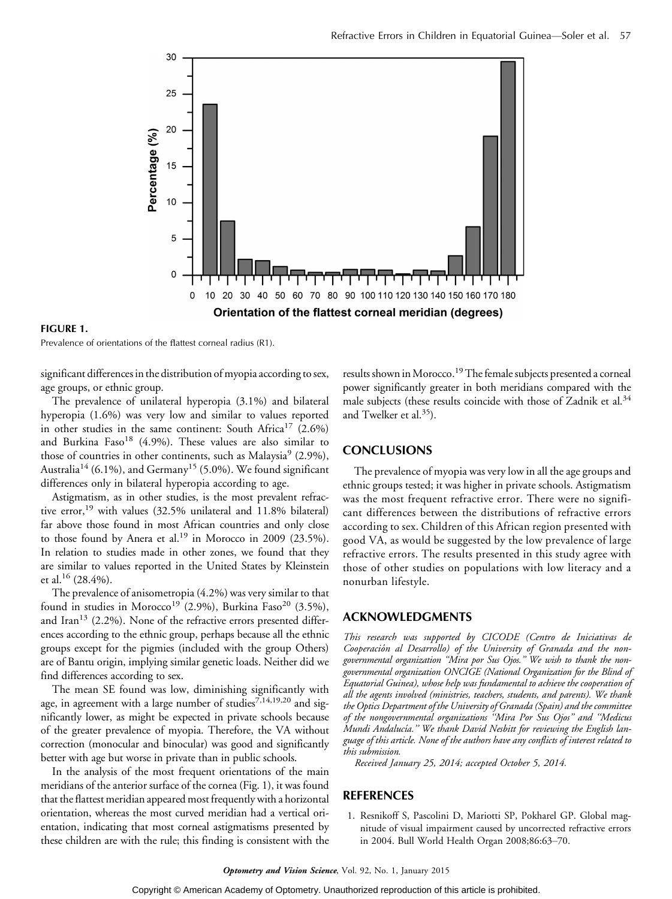FIGURE 1.

Prevalence of orientations of the flattest corneal radius (R1).

significant differences in the distribution of myopia according to sex, age groups, or ethnic group.

The prevalence of unilateral hyperopia (3.1%) and bilateral hyperopia (1.6%) was very low and similar to values reported in other studies in the same continent: South Africa[17] (2.6%) and Burkina Faso[18] (4.9%). These values are also similar to those of countries in other continents, such as Malaysia[9] (2.9%), Australia[14] (6.1%), and Germany[15] (5.0%). We found significant differences only in bilateral hyperopia according to age.

Astigmatism, as in other studies, is the most prevalent refractive error,[19] with values (32.5% unilateral and 11.8% bilateral) far above those found in most African countries and only close to those found by Anera et al.[19] in Morocco in 2009 (23.5%). In relation to studies made in other zones, we found that they are similar to values reported in the United States by Kleinstein et al.[16] (28.4%).

The prevalence of anisometropia (4.2%) was very similar to that found in studies in Morocco[19] (2.9%), Burkina Faso[20] (3.5%), and Iran[13] (2.2%). None of the refractive errors presented differences according to the ethnic group, perhaps because all the ethnic groups except for the pigmies (included with the group Others) are of Bantu origin, implying similar genetic loads. Neither did we find differences according to sex.

The mean SE found was low, diminishing significantly with age, in agreement with a large number of studies[7,14,19,20] and significantly lower, as might be expected in private schools because of the greater prevalence of myopia. Therefore, the VA without correction (monocular and binocular) was good and significantly better with age but worse in private than in public schools.

In the analysis of the most frequent orientations of the main meridians of the anterior surface of the cornea (Fig. 1), it was found that the flattest meridian appeared most frequently with a horizontal orientation, whereas the most curved meridian had a vertical orientation, indicating that most corneal astigmatisms presented by these children are with the rule; this finding is consistent with the results shown in Morocco.[19] The female subjects presented a corneal power significantly greater in both meridians compared with the male subjects (these results coincide with those of Zadnik et al.[34] and Twelker et al.[35]).

## CONCLUSIONS

The prevalence of myopia was very low in all the age groups and ethnic groups tested; it was higher in private schools. Astigmatism was the most frequent refractive error. There were no significant differences between the distributions of refractive errors according to sex. Children of this African region presented with good VA, as would be suggested by the low prevalence of large refractive errors. The results presented in this study agree with those of other studies on populations with low literacy and a nonurban lifestyle.

## ACKNOWLEDGMENTS

*This research was supported by CICODE (Centro de Iniciativas de Cooperación al Desarrollo) of the University of Granada and the non-governmental organization "Mira por Sus Ojos." We wish to thank the non-governmental organization ONCIGE (National Organization for the Blind of Equatorial Guinea), whose help was fundamental to achieve the cooperation of all the agents involved (ministries, teachers, students, and parents). We thank the Optics Department of the University of Granada (Spain) and the committee of the nongovernmental organizations "Mira Por Sus Ojos" and "Medicus Mundi Andalucía." We thank David Nesbitt for reviewing the English language of this article. None of the authors have any conflicts of interest related to this submission.*

*Received January 25, 2014; accepted October 5, 2014.*

## REFERENCES

1. Resnikoff S, Pascolini D, Mariotti SP, Pokharel GP. Global magnitude of visual impairment caused by uncorrected refractive errors in 2004. Bull World Health Organ 2008;86:63–70.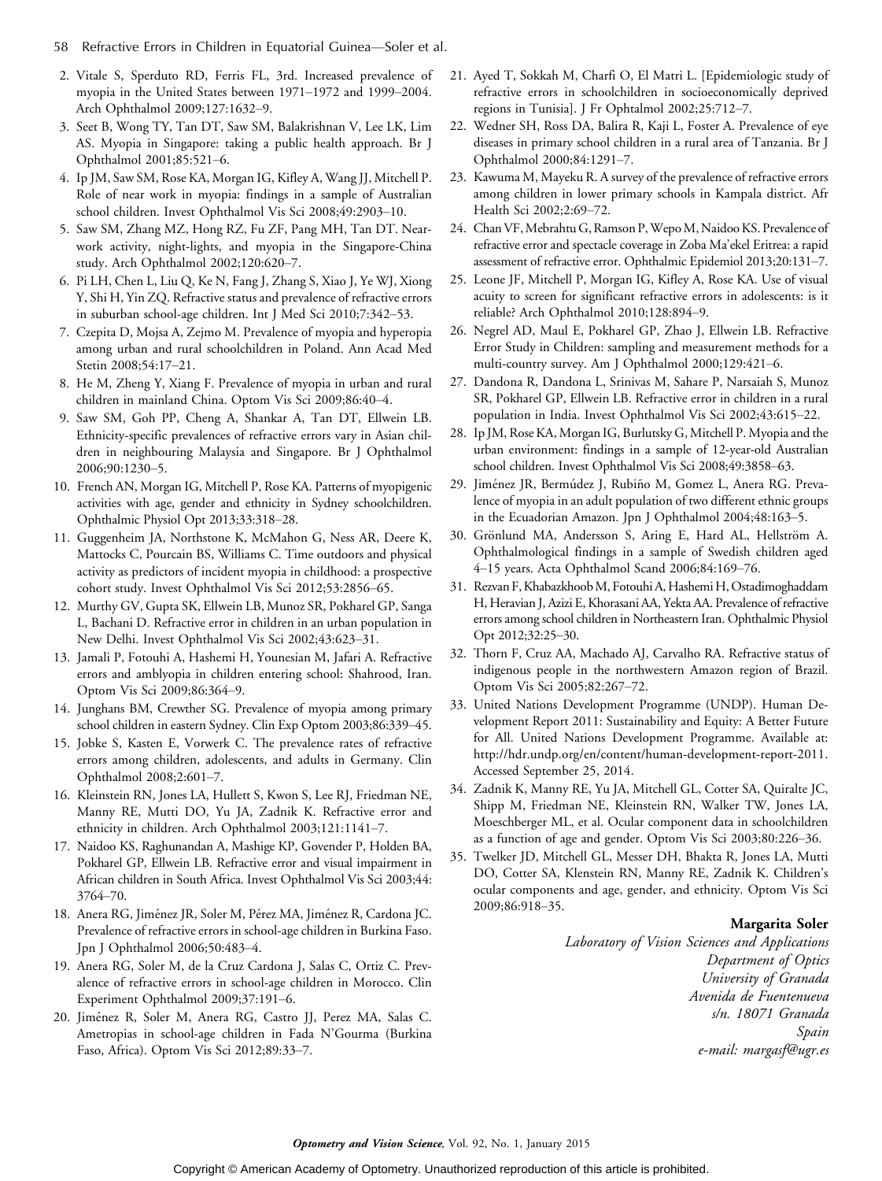2. Vitale S, Sperduto RD, Ferris FL, 3rd. Increased prevalence of myopia in the United States between 1971–1972 and 1999–2004. Arch Ophthalmol 2009;127:1632–9.
3. Seet B, Wong TY, Tan DT, Saw SM, Balakrishnan V, Lee LK, Lim AS. Myopia in Singapore: taking a public health approach. Br J Ophthalmol 2001;85:521–6.
4. Ip JM, Saw SM, Rose KA, Morgan IG, Kifley A, Wang JJ, Mitchell P. Role of near work in myopia: findings in a sample of Australian school children. Invest Ophthalmol Vis Sci 2008;49:2903–10.
5. Saw SM, Zhang MZ, Hong RZ, Fu ZF, Pang MH, Tan DT. Near-work activity, night-lights, and myopia in the Singapore-China study. Arch Ophthalmol 2002;120:620–7.
6. Pi LH, Chen L, Liu Q, Ke N, Fang J, Zhang S, Xiao J, Ye WJ, Xiong Y, Shi H, Yin ZQ. Refractive status and prevalence of refractive errors in suburban school-age children. Int J Med Sci 2010;7:342–53.
7. Czepita D, Mojsa A, Zejmo M. Prevalence of myopia and hyperopia among urban and rural schoolchildren in Poland. Ann Acad Med Stetin 2008;54:17–21.
8. He M, Zheng Y, Xiang F. Prevalence of myopia in urban and rural children in mainland China. Optom Vis Sci 2009;86:40–4.
9. Saw SM, Goh PP, Cheng A, Shankar A, Tan DT, Ellwein LB. Ethnicity-specific prevalences of refractive errors vary in Asian children in neighbouring Malaysia and Singapore. Br J Ophthalmol 2006;90:1230–5.
10. French AN, Morgan IG, Mitchell P, Rose KA. Patterns of myopigenic activities with age, gender and ethnicity in Sydney schoolchildren. Ophthalmic Physiol Opt 2013;33:318–28.
11. Guggenheim JA, Northstone K, McMahon G, Ness AR, Deere K, Mattocks C, Pourcain BS, Williams C. Time outdoors and physical activity as predictors of incident myopia in childhood: a prospective cohort study. Invest Ophthalmol Vis Sci 2012;53:2856–65.
12. Murthy GV, Gupta SK, Ellwein LB, Munoz SR, Pokharel GP, Sanga L, Bachani D. Refractive error in children in an urban population in New Delhi. Invest Ophthalmol Vis Sci 2002;43:623–31.
13. Jamali P, Fotouhi A, Hashemi H, Younesian M, Jafari A. Refractive errors and amblyopia in children entering school: Shahrood, Iran. Optom Vis Sci 2009;86:364–9.
14. Junghans BM, Crewther SG. Prevalence of myopia among primary school children in eastern Sydney. Clin Exp Optom 2003;86:339–45.
15. Jobke S, Kasten E, Vorwerk C. The prevalence rates of refractive errors among children, adolescents, and adults in Germany. Clin Ophthalmol 2008;2:601–7.
16. Kleinstein RN, Jones LA, Hullett S, Kwon S, Lee RJ, Friedman NE, Manny RE, Mutti DO, Yu JA, Zadnik K. Refractive error and ethnicity in children. Arch Ophthalmol 2003;121:1141–7.
17. Naidoo KS, Raghunandan A, Mashige KP, Govender P, Holden BA, Pokharel GP, Ellwein LB. Refractive error and visual impairment in African children in South Africa. Invest Ophthalmol Vis Sci 2003;44:3764–70.
18. Anera RG, Jiménez JR, Soler M, Pérez MA, Jiménez R, Cardona JC. Prevalence of refractive errors in school-age children in Burkina Faso. Jpn J Ophthalmol 2006;50:483–4.
19. Anera RG, Soler M, de la Cruz Cardona J, Salas C, Ortiz C. Prevalence of refractive errors in school-age children in Morocco. Clin Experiment Ophthalmol 2009;37:191–6.
20. Jiménez R, Soler M, Anera RG, Castro JJ, Perez MA, Salas C. Ametropias in school-age children in Fada N'Gourma (Burkina Faso, Africa). Optom Vis Sci 2012;89:33–7.
21. Ayed T, Sokkah M, Charfi O, El Matri L. [Epidemiologic study of refractive errors in schoolchildren in socioeconomically deprived regions in Tunisia]. J Fr Ophtalmol 2002;25:712–7.
22. Wedner SH, Ross DA, Balira R, Kaji L, Foster A. Prevalence of eye diseases in primary school children in a rural area of Tanzania. Br J Ophthalmol 2000;84:1291–7.
23. Kawuma M, Mayeku R. A survey of the prevalence of refractive errors among children in lower primary schools in Kampala district. Afr Health Sci 2002;2:69–72.
24. Chan VF, Mebrahtu G, Ramson P, Wepo M, Naidoo KS. Prevalence of refractive error and spectacle coverage in Zoba Ma'ekel Eritrea: a rapid assessment of refractive error. Ophthalmic Epidemiol 2013;20:131–7.
25. Leone JF, Mitchell P, Morgan IG, Kifley A, Rose KA. Use of visual acuity to screen for significant refractive errors in adolescents: is it reliable? Arch Ophthalmol 2010;128:894–9.
26. Negrel AD, Maul E, Pokharel GP, Zhao J, Ellwein LB. Refractive Error Study in Children: sampling and measurement methods for a multi-country survey. Am J Ophthalmol 2000;129:421–6.
27. Dandona R, Dandona L, Srinivas M, Sahare P, Narsaiah S, Munoz SR, Pokharel GP, Ellwein LB. Refractive error in children in a rural population in India. Invest Ophthalmol Vis Sci 2002;43:615–22.
28. Ip JM, Rose KA, Morgan IG, Burlutsky G, Mitchell P. Myopia and the urban environment: findings in a sample of 12-year-old Australian school children. Invest Ophthalmol Vis Sci 2008;49:3858–63.
29. Jiménez JR, Bermúdez J, Rubiño M, Gomez L, Anera RG. Prevalence of myopia in an adult population of two different ethnic groups in the Ecuadorian Amazon. Jpn J Ophthalmol 2004;48:163–5.
30. Grönlund MA, Andersson S, Aring E, Hard AL, Hellström A. Ophthalmological findings in a sample of Swedish children aged 4–15 years. Acta Ophthalmol Scand 2006;84:169–76.
31. Rezvan F, Khabazkhoob M, Fotouhi A, Hashemi H, Ostadimoghaddam H, Heravian J, Azizi E, Khorasani AA, Yekta AA. Prevalence of refractive errors among school children in Northeastern Iran. Ophthalmic Physiol Opt 2012;32:25–30.
32. Thorn F, Cruz AA, Machado AJ, Carvalho RA. Refractive status of indigenous people in the northwestern Amazon region of Brazil. Optom Vis Sci 2005;82:267–72.
33. United Nations Development Programme (UNDP). Human Development Report 2011: Sustainability and Equity: A Better Future for All. United Nations Development Programme. Available at: http://hdr.undp.org/en/content/human-development-report-2011. Accessed September 25, 2014.
34. Zadnik K, Manny RE, Yu JA, Mitchell GL, Cotter SA, Quiralte JC, Shipp M, Friedman NE, Kleinstein RN, Walker TW, Jones LA, Moeschberger ML, et al. Ocular component data in schoolchildren as a function of age and gender. Optom Vis Sci 2003;80:226–36.
35. Twelker JD, Mitchell GL, Messer DH, Bhakta R, Jones LA, Mutti DO, Cotter SA, Klenstein RN, Manny RE, Zadnik K. Children's ocular components and age, gender, and ethnicity. Optom Vis Sci 2009;86:918–35.

**Margarita Soler**

*Laboratory of Vision Sciences and Applications*
*Department of Optics*
*University of Granada*
*Avenida de Fuentenueva*
*s/n. 18071 Granada*
*Spain*
*e-mail: margasf@ugr.es*